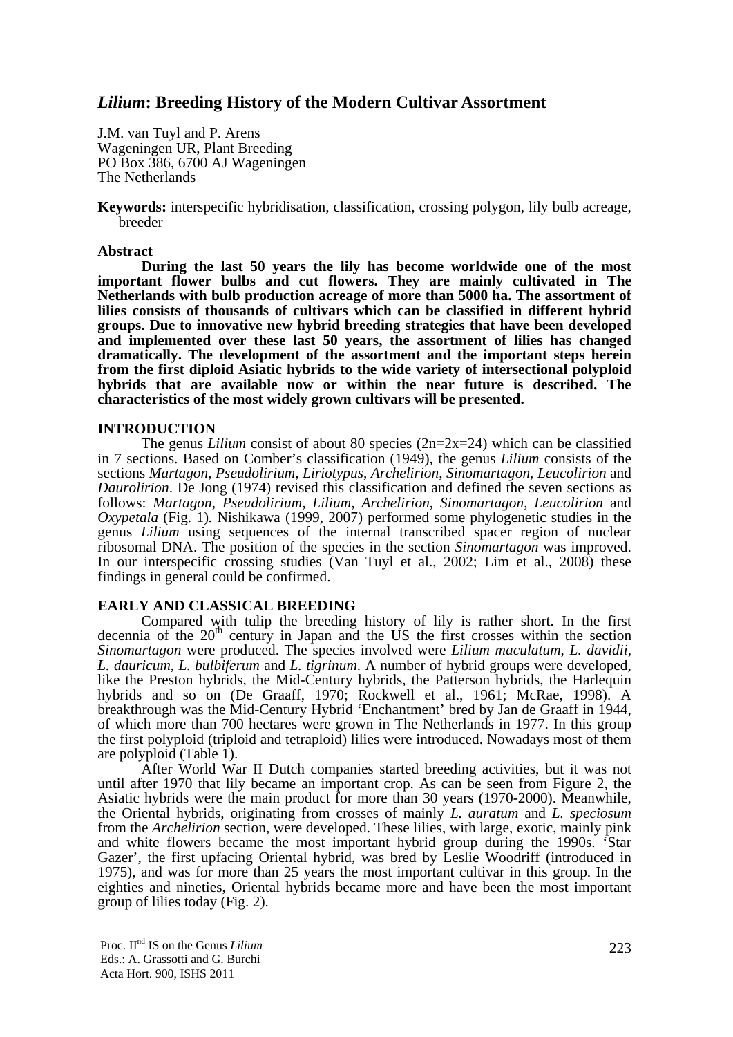# *Lilium*: Breeding History of the Modern Cultivar Assortment

J.M. van Tuyl and P. Arens
Wageningen UR, Plant Breeding
PO Box 386, 6700 AJ Wageningen
The Netherlands

**Keywords:** interspecific hybridisation, classification, crossing polygon, lily bulb acreage, breeder

## Abstract

**During the last 50 years the lily has become worldwide one of the most important flower bulbs and cut flowers. They are mainly cultivated in The Netherlands with bulb production acreage of more than 5000 ha. The assortment of lilies consists of thousands of cultivars which can be classified in different hybrid groups. Due to innovative new hybrid breeding strategies that have been developed and implemented over these last 50 years, the assortment of lilies has changed dramatically. The development of the assortment and the important steps herein from the first diploid Asiatic hybrids to the wide variety of intersectional polyploid hybrids that are available now or within the near future is described. The characteristics of the most widely grown cultivars will be presented.**

## INTRODUCTION

The genus *Lilium* consist of about 80 species (2n=2x=24) which can be classified in 7 sections. Based on Comber's classification (1949), the genus *Lilium* consists of the sections *Martagon*, *Pseudolirium*, *Liriotypus*, *Archelirion*, *Sinomartagon*, *Leucolirion* and *Daurolirion*. De Jong (1974) revised this classification and defined the seven sections as follows: *Martagon*, *Pseudolirium*, *Lilium*, *Archelirion*, *Sinomartagon*, *Leucolirion* and *Oxypetala* (Fig. 1). Nishikawa (1999, 2007) performed some phylogenetic studies in the genus *Lilium* using sequences of the internal transcribed spacer region of nuclear ribosomal DNA. The position of the species in the section *Sinomartagon* was improved. In our interspecific crossing studies (Van Tuyl et al., 2002; Lim et al., 2008) these findings in general could be confirmed.

## EARLY AND CLASSICAL BREEDING

Compared with tulip the breeding history of lily is rather short. In the first decennia of the 20th century in Japan and the US the first crosses within the section *Sinomartagon* were produced. The species involved were *Lilium maculatum*, *L. davidii*, *L. dauricum*, *L. bulbiferum* and *L. tigrinum*. A number of hybrid groups were developed, like the Preston hybrids, the Mid-Century hybrids, the Patterson hybrids, the Harlequin hybrids and so on (De Graaff, 1970; Rockwell et al., 1961; McRae, 1998). A breakthrough was the Mid-Century Hybrid 'Enchantment' bred by Jan de Graaff in 1944, of which more than 700 hectares were grown in The Netherlands in 1977. In this group the first polyploid (triploid and tetraploid) lilies were introduced. Nowadays most of them are polyploid (Table 1).

After World War II Dutch companies started breeding activities, but it was not until after 1970 that lily became an important crop. As can be seen from Figure 2, the Asiatic hybrids were the main product for more than 30 years (1970-2000). Meanwhile, the Oriental hybrids, originating from crosses of mainly *L. auratum* and *L. speciosum* from the *Archelirion* section, were developed. These lilies, with large, exotic, mainly pink and white flowers became the most important hybrid group during the 1990s. 'Star Gazer', the first upfacing Oriental hybrid, was bred by Leslie Woodriff (introduced in 1975), and was for more than 25 years the most important cultivar in this group. In the eighties and nineties, Oriental hybrids became more and have been the most important group of lilies today (Fig. 2).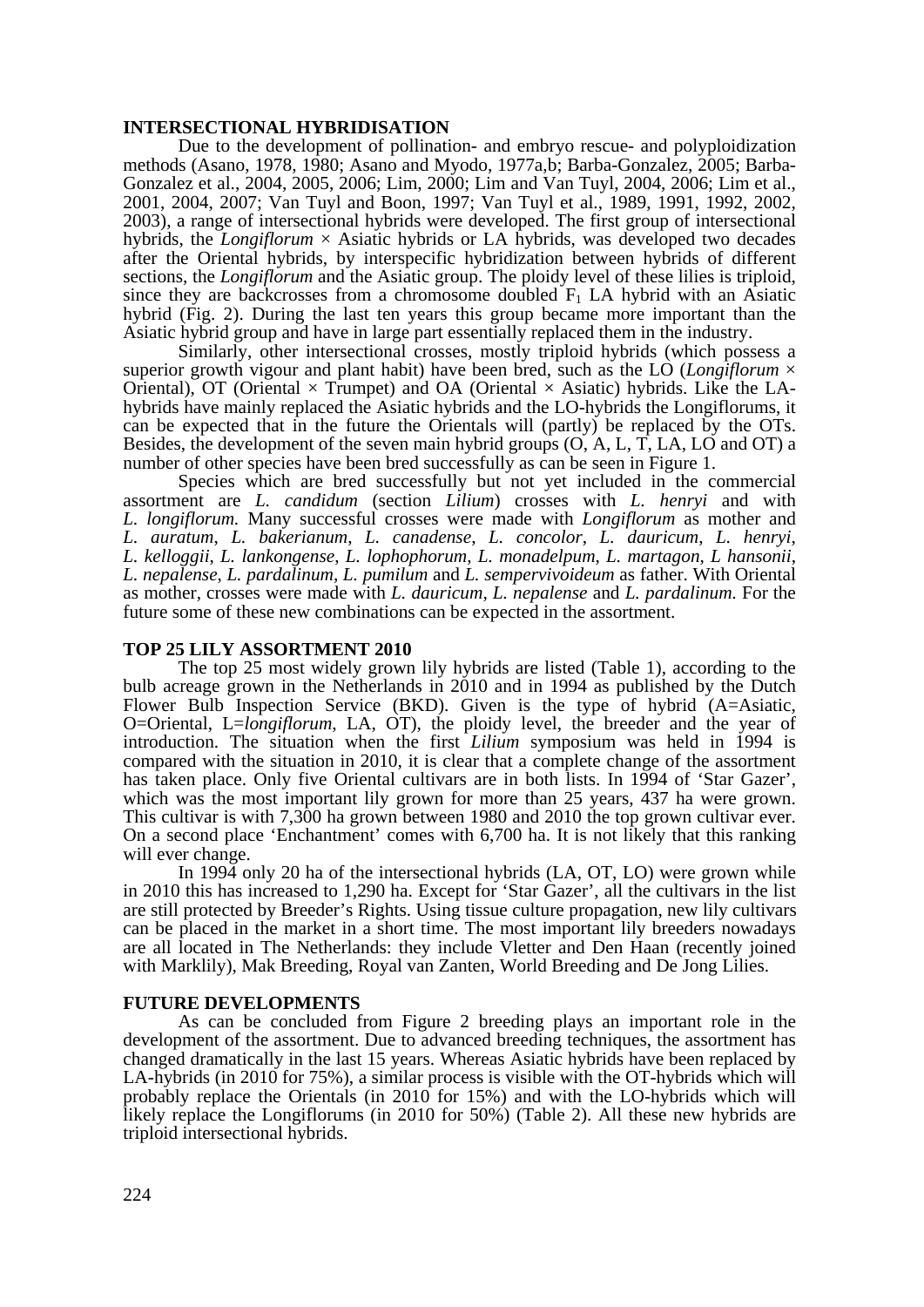## INTERSECTIONAL HYBRIDISATION

Due to the development of pollination- and embryo rescue- and polyploidization methods (Asano, 1978, 1980; Asano and Myodo, 1977a,b; Barba-Gonzalez, 2005; Barba-Gonzalez et al., 2004, 2005, 2006; Lim, 2000; Lim and Van Tuyl, 2004, 2006; Lim et al., 2001, 2004, 2007; Van Tuyl and Boon, 1997; Van Tuyl et al., 1989, 1991, 1992, 2002, 2003), a range of intersectional hybrids were developed. The first group of intersectional hybrids, the *Longiflorum* × Asiatic hybrids or LA hybrids, was developed two decades after the Oriental hybrids, by interspecific hybridization between hybrids of different sections, the *Longiflorum* and the Asiatic group. The ploidy level of these lilies is triploid, since they are backcrosses from a chromosome doubled $F_1$ LA hybrid with an Asiatic hybrid (Fig. 2). During the last ten years this group became more important than the Asiatic hybrid group and have in large part essentially replaced them in the industry.

Similarly, other intersectional crosses, mostly triploid hybrids (which possess a superior growth vigour and plant habit) have been bred, such as the LO (*Longiflorum* × Oriental), OT (Oriental × Trumpet) and OA (Oriental × Asiatic) hybrids. Like the LA-hybrids have mainly replaced the Asiatic hybrids and the LO-hybrids the Longiflorums, it can be expected that in the future the Orientals will (partly) be replaced by the OTs. Besides, the development of the seven main hybrid groups (O, A, L, T, LA, LO and OT) a number of other species have been bred successfully as can be seen in Figure 1.

Species which are bred successfully but not yet included in the commercial assortment are *L. candidum* (section *Lilium*) crosses with *L. henryi* and with *L. longiflorum.* Many successful crosses were made with *Longiflorum* as mother and *L. auratum*, *L. bakerianum*, *L. canadense*, *L. concolor*, *L. dauricum*, *L. henryi*, *L. kelloggii*, *L. lankongense*, *L. lophophorum*, *L. monadelpum*, *L. martagon*, *L hansonii*, *L. nepalense*, *L. pardalinum*, *L. pumilum* and *L. sempervivoideum* as father. With Oriental as mother, crosses were made with *L. dauricum*, *L. nepalense* and *L. pardalinum*. For the future some of these new combinations can be expected in the assortment.

## TOP 25 LILY ASSORTMENT 2010

The top 25 most widely grown lily hybrids are listed (Table 1), according to the bulb acreage grown in the Netherlands in 2010 and in 1994 as published by the Dutch Flower Bulb Inspection Service (BKD). Given is the type of hybrid (A=Asiatic, O=Oriental, L=*longiflorum*, LA, OT), the ploidy level, the breeder and the year of introduction. The situation when the first *Lilium* symposium was held in 1994 is compared with the situation in 2010, it is clear that a complete change of the assortment has taken place. Only five Oriental cultivars are in both lists. In 1994 of 'Star Gazer', which was the most important lily grown for more than 25 years, 437 ha were grown. This cultivar is with 7,300 ha grown between 1980 and 2010 the top grown cultivar ever. On a second place 'Enchantment' comes with 6,700 ha. It is not likely that this ranking will ever change.

In 1994 only 20 ha of the intersectional hybrids (LA, OT, LO) were grown while in 2010 this has increased to 1,290 ha. Except for 'Star Gazer', all the cultivars in the list are still protected by Breeder's Rights. Using tissue culture propagation, new lily cultivars can be placed in the market in a short time. The most important lily breeders nowadays are all located in The Netherlands: they include Vletter and Den Haan (recently joined with Marklily), Mak Breeding, Royal van Zanten, World Breeding and De Jong Lilies.

## FUTURE DEVELOPMENTS

As can be concluded from Figure 2 breeding plays an important role in the development of the assortment. Due to advanced breeding techniques, the assortment has changed dramatically in the last 15 years. Whereas Asiatic hybrids have been replaced by LA-hybrids (in 2010 for 75%), a similar process is visible with the OT-hybrids which will probably replace the Orientals (in 2010 for 15%) and with the LO-hybrids which will likely replace the Longiflorums (in 2010 for 50%) (Table 2). All these new hybrids are triploid intersectional hybrids.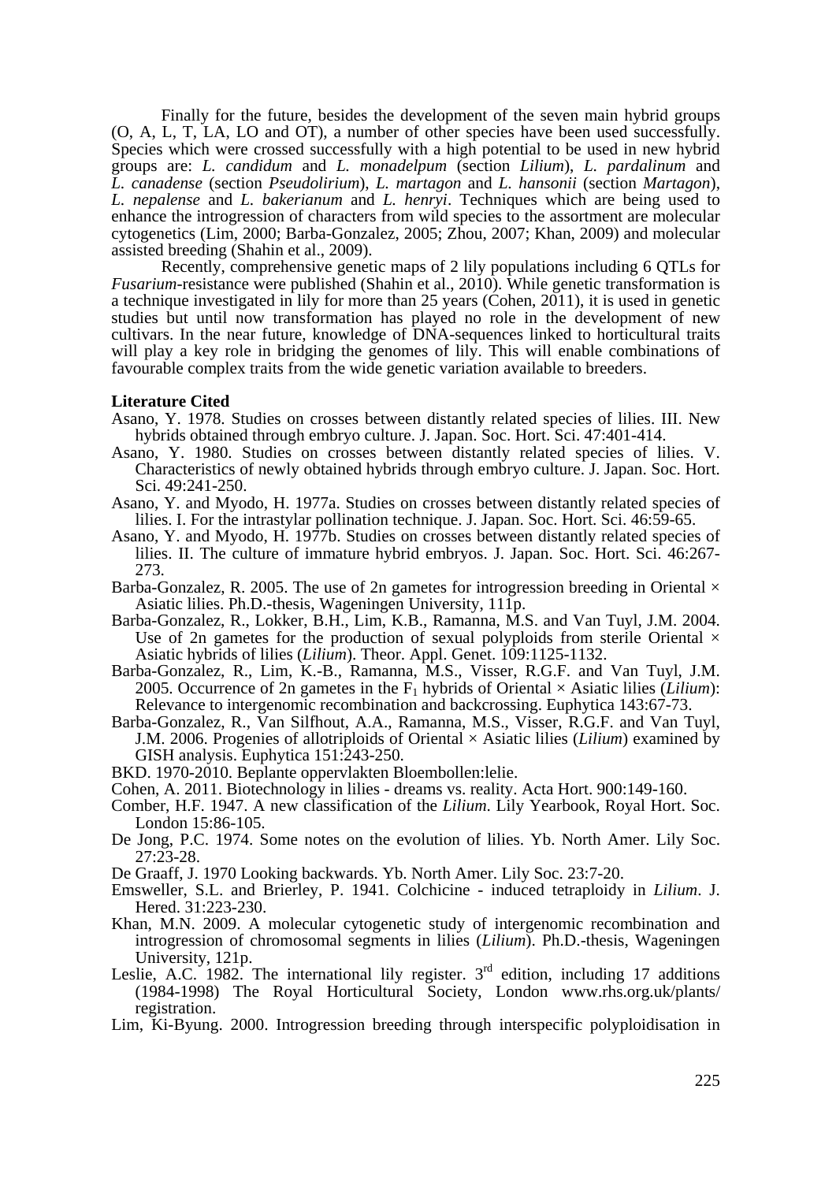Finally for the future, besides the development of the seven main hybrid groups (O, A, L, T, LA, LO and OT), a number of other species have been used successfully. Species which were crossed successfully with a high potential to be used in new hybrid groups are: *L. candidum* and *L. monadelpum* (section *Lilium*), *L. pardalinum* and *L. canadense* (section *Pseudolirium*), *L. martagon* and *L. hansonii* (section *Martagon*), *L. nepalense* and *L. bakerianum* and *L. henryi*. Techniques which are being used to enhance the introgression of characters from wild species to the assortment are molecular cytogenetics (Lim, 2000; Barba-Gonzalez, 2005; Zhou, 2007; Khan, 2009) and molecular assisted breeding (Shahin et al., 2009).

Recently, comprehensive genetic maps of 2 lily populations including 6 QTLs for *Fusarium*-resistance were published (Shahin et al., 2010). While genetic transformation is a technique investigated in lily for more than 25 years (Cohen, 2011), it is used in genetic studies but until now transformation has played no role in the development of new cultivars. In the near future, knowledge of DNA-sequences linked to horticultural traits will play a key role in bridging the genomes of lily. This will enable combinations of favourable complex traits from the wide genetic variation available to breeders.

**Literature Cited**

Asano, Y. 1978. Studies on crosses between distantly related species of lilies. III. New hybrids obtained through embryo culture. J. Japan. Soc. Hort. Sci. 47:401-414.

Asano, Y. 1980. Studies on crosses between distantly related species of lilies. V. Characteristics of newly obtained hybrids through embryo culture. J. Japan. Soc. Hort. Sci. 49:241-250.

Asano, Y. and Myodo, H. 1977a. Studies on crosses between distantly related species of lilies. I. For the intrastylar pollination technique. J. Japan. Soc. Hort. Sci. 46:59-65.

Asano, Y. and Myodo, H. 1977b. Studies on crosses between distantly related species of lilies. II. The culture of immature hybrid embryos. J. Japan. Soc. Hort. Sci. 46:267-273.

Barba-Gonzalez, R. 2005. The use of 2n gametes for introgression breeding in Oriental × Asiatic lilies. Ph.D.-thesis, Wageningen University, 111p.

Barba-Gonzalez, R., Lokker, B.H., Lim, K.B., Ramanna, M.S. and Van Tuyl, J.M. 2004. Use of 2n gametes for the production of sexual polyploids from sterile Oriental × Asiatic hybrids of lilies (*Lilium*). Theor. Appl. Genet. 109:1125-1132.

Barba-Gonzalez, R., Lim, K.-B., Ramanna, M.S., Visser, R.G.F. and Van Tuyl, J.M. 2005. Occurrence of 2n gametes in the $F_1$ hybrids of Oriental × Asiatic lilies (*Lilium*): Relevance to intergenomic recombination and backcrossing. Euphytica 143:67-73.

Barba-Gonzalez, R., Van Silfhout, A.A., Ramanna, M.S., Visser, R.G.F. and Van Tuyl, J.M. 2006. Progenies of allotriploids of Oriental × Asiatic lilies (*Lilium*) examined by GISH analysis. Euphytica 151:243-250.

BKD. 1970-2010. Beplante oppervlakten Bloembollen:lelie.

Cohen, A. 2011. Biotechnology in lilies - dreams vs. reality. Acta Hort. 900:149-160.

Comber, H.F. 1947. A new classification of the *Lilium*. Lily Yearbook, Royal Hort. Soc. London 15:86-105.

De Jong, P.C. 1974. Some notes on the evolution of lilies. Yb. North Amer. Lily Soc. 27:23-28.

De Graaff, J. 1970 Looking backwards. Yb. North Amer. Lily Soc. 23:7-20.

Emsweller, S.L. and Brierley, P. 1941. Colchicine - induced tetraploidy in *Lilium*. J. Hered. 31:223-230.

Khan, M.N. 2009. A molecular cytogenetic study of intergenomic recombination and introgression of chromosomal segments in lilies (*Lilium*). Ph.D.-thesis, Wageningen University, 121p.

Leslie, A.C. 1982. The international lily register. 3rd edition, including 17 additions (1984-1998) The Royal Horticultural Society, London www.rhs.org.uk/plants/registration.

Lim, Ki-Byung. 2000. Introgression breeding through interspecific polyploidisation in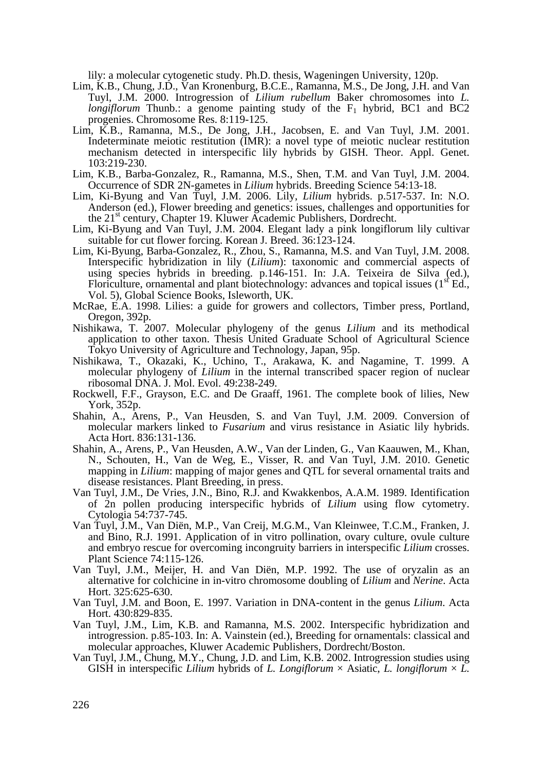lily: a molecular cytogenetic study. Ph.D. thesis, Wageningen University, 120p.

Lim, K.B., Chung, J.D., Van Kronenburg, B.C.E., Ramanna, M.S., De Jong, J.H. and Van Tuyl, J.M. 2000. Introgression of *Lilium rubellum* Baker chromosomes into *L. longiflorum* Thunb.: a genome painting study of the $F_1$ hybrid, BC1 and BC2 progenies. Chromosome Res. 8:119-125.

Lim, K.B., Ramanna, M.S., De Jong, J.H., Jacobsen, E. and Van Tuyl, J.M. 2001. Indeterminate meiotic restitution (IMR): a novel type of meiotic nuclear restitution mechanism detected in interspecific lily hybrids by GISH. Theor. Appl. Genet. 103:219-230.

Lim, K.B., Barba-Gonzalez, R., Ramanna, M.S., Shen, T.M. and Van Tuyl, J.M. 2004. Occurrence of SDR 2N-gametes in *Lilium* hybrids. Breeding Science 54:13-18.

Lim, Ki-Byung and Van Tuyl, J.M. 2006. Lily, *Lilium* hybrids. p.517-537. In: N.O. Anderson (ed.), Flower breeding and genetics: issues, challenges and opportunities for the 21st century, Chapter 19. Kluwer Academic Publishers, Dordrecht.

Lim, Ki-Byung and Van Tuyl, J.M. 2004. Elegant lady a pink longiflorum lily cultivar suitable for cut flower forcing. Korean J. Breed. 36:123-124.

Lim, Ki-Byung, Barba-Gonzalez, R., Zhou, S., Ramanna, M.S. and Van Tuyl, J.M. 2008. Interspecific hybridization in lily (*Lilium*): taxonomic and commercial aspects of using species hybrids in breeding. p.146-151. In: J.A. Teixeira de Silva (ed.), Floriculture, ornamental and plant biotechnology: advances and topical issues (1st Ed., Vol. 5), Global Science Books, Isleworth, UK.

McRae, E.A. 1998. Lilies: a guide for growers and collectors, Timber press, Portland, Oregon, 392p.

Nishikawa, T. 2007. Molecular phylogeny of the genus *Lilium* and its methodical application to other taxon. Thesis United Graduate School of Agricultural Science Tokyo University of Agriculture and Technology, Japan, 95p.

Nishikawa, T., Okazaki, K., Uchino, T., Arakawa, K. and Nagamine, T. 1999. A molecular phylogeny of *Lilium* in the internal transcribed spacer region of nuclear ribosomal DNA. J. Mol. Evol. 49:238-249.

Rockwell, F.F., Grayson, E.C. and De Graaff, 1961. The complete book of lilies, New York, 352p.

Shahin, A., Arens, P., Van Heusden, S. and Van Tuyl, J.M. 2009. Conversion of molecular markers linked to *Fusarium* and virus resistance in Asiatic lily hybrids. Acta Hort. 836:131-136.

Shahin, A., Arens, P., Van Heusden, A.W., Van der Linden, G., Van Kaauwen, M., Khan, N., Schouten, H., Van de Weg, E., Visser, R. and Van Tuyl, J.M. 2010. Genetic mapping in *Lilium*: mapping of major genes and QTL for several ornamental traits and disease resistances. Plant Breeding, in press.

Van Tuyl, J.M., De Vries, J.N., Bino, R.J. and Kwakkenbos, A.A.M. 1989. Identification of 2n pollen producing interspecific hybrids of *Lilium* using flow cytometry. Cytologia 54:737-745.

Van Tuyl, J.M., Van Diën, M.P., Van Creij, M.G.M., Van Kleinwee, T.C.M., Franken, J. and Bino, R.J. 1991. Application of in vitro pollination, ovary culture, ovule culture and embryo rescue for overcoming incongruity barriers in interspecific *Lilium* crosses. Plant Science 74:115-126.

Van Tuyl, J.M., Meijer, H. and Van Diën, M.P. 1992. The use of oryzalin as an alternative for colchicine in in-vitro chromosome doubling of *Lilium* and *Nerine*. Acta Hort. 325:625-630.

Van Tuyl, J.M. and Boon, E. 1997. Variation in DNA-content in the genus *Lilium*. Acta Hort. 430:829-835.

Van Tuyl, J.M., Lim, K.B. and Ramanna, M.S. 2002. Interspecific hybridization and introgression. p.85-103. In: A. Vainstein (ed.), Breeding for ornamentals: classical and molecular approaches, Kluwer Academic Publishers, Dordrecht/Boston.

Van Tuyl, J.M., Chung, M.Y., Chung, J.D. and Lim, K.B. 2002. Introgression studies using GISH in interspecific *Lilium* hybrids of *L. Longiflorum* × Asiatic, *L. longiflorum* × *L.*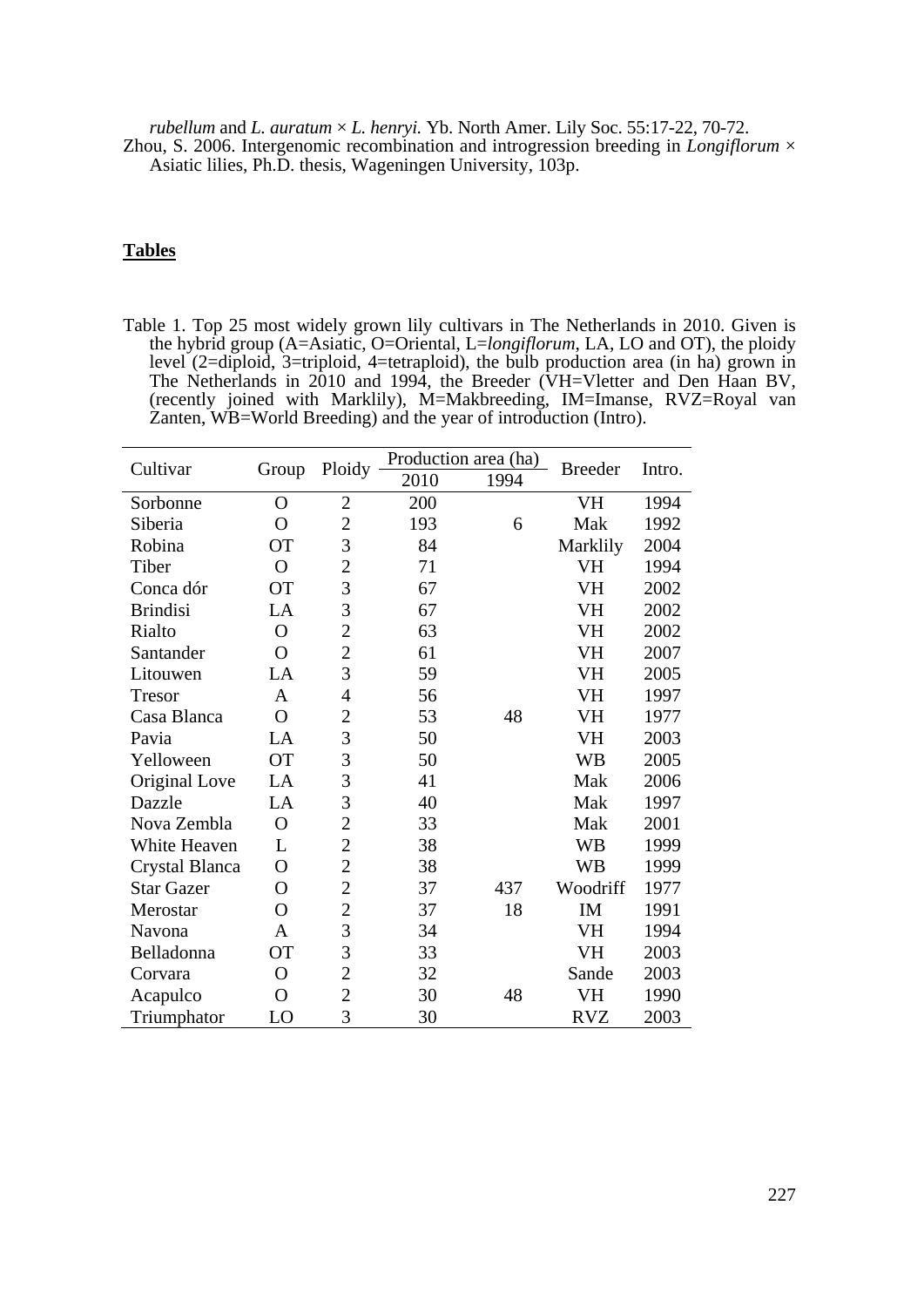*rubellum* and *L. auratum* × *L. henryi.* Yb. North Amer. Lily Soc. 55:17-22, 70-72.

Zhou, S. 2006. Intergenomic recombination and introgression breeding in *Longiflorum* × Asiatic lilies, Ph.D. thesis, Wageningen University, 103p.

## **Tables**

Table 1. Top 25 most widely grown lily cultivars in The Netherlands in 2010. Given is the hybrid group (A=Asiatic, O=Oriental, L=*longiflorum*, LA, LO and OT), the ploidy level (2=diploid, 3=triploid, 4=tetraploid), the bulb production area (in ha) grown in The Netherlands in 2010 and 1994, the Breeder (VH=Vletter and Den Haan BV, (recently joined with Marklily), M=Makbreeding, IM=Imanse, RVZ=Royal van Zanten, WB=World Breeding) and the year of introduction (Intro).

| Cultivar | Group | Ploidy | Production area (ha) | | Breeder | Intro. |
|---|---|---|---|---|---|---|
| | | | 2010 | 1994 | | |
| Sorbonne | O | 2 | 200 | | VH | 1994 |
| Siberia | O | 2 | 193 | 6 | Mak | 1992 |
| Robina | OT | 3 | 84 | | Marklily | 2004 |
| Tiber | O | 2 | 71 | | VH | 1994 |
| Conca dór | OT | 3 | 67 | | VH | 2002 |
| Brindisi | LA | 3 | 67 | | VH | 2002 |
| Rialto | O | 2 | 63 | | VH | 2002 |
| Santander | O | 2 | 61 | | VH | 2007 |
| Litouwen | LA | 3 | 59 | | VH | 2005 |
| Tresor | A | 4 | 56 | | VH | 1997 |
| Casa Blanca | O | 2 | 53 | 48 | VH | 1977 |
| Pavia | LA | 3 | 50 | | VH | 2003 |
| Yelloween | OT | 3 | 50 | | WB | 2005 |
| Original Love | LA | 3 | 41 | | Mak | 2006 |
| Dazzle | LA | 3 | 40 | | Mak | 1997 |
| Nova Zembla | O | 2 | 33 | | Mak | 2001 |
| White Heaven | L | 2 | 38 | | WB | 1999 |
| Crystal Blanca | O | 2 | 38 | | WB | 1999 |
| Star Gazer | O | 2 | 37 | 437 | Woodriff | 1977 |
| Merostar | O | 2 | 37 | 18 | IM | 1991 |
| Navona | A | 3 | 34 | | VH | 1994 |
| Belladonna | OT | 3 | 33 | | VH | 2003 |
| Corvara | O | 2 | 32 | | Sande | 2003 |
| Acapulco | O | 2 | 30 | 48 | VH | 1990 |
| Triumphator | LO | 3 | 30 | | RVZ | 2003 |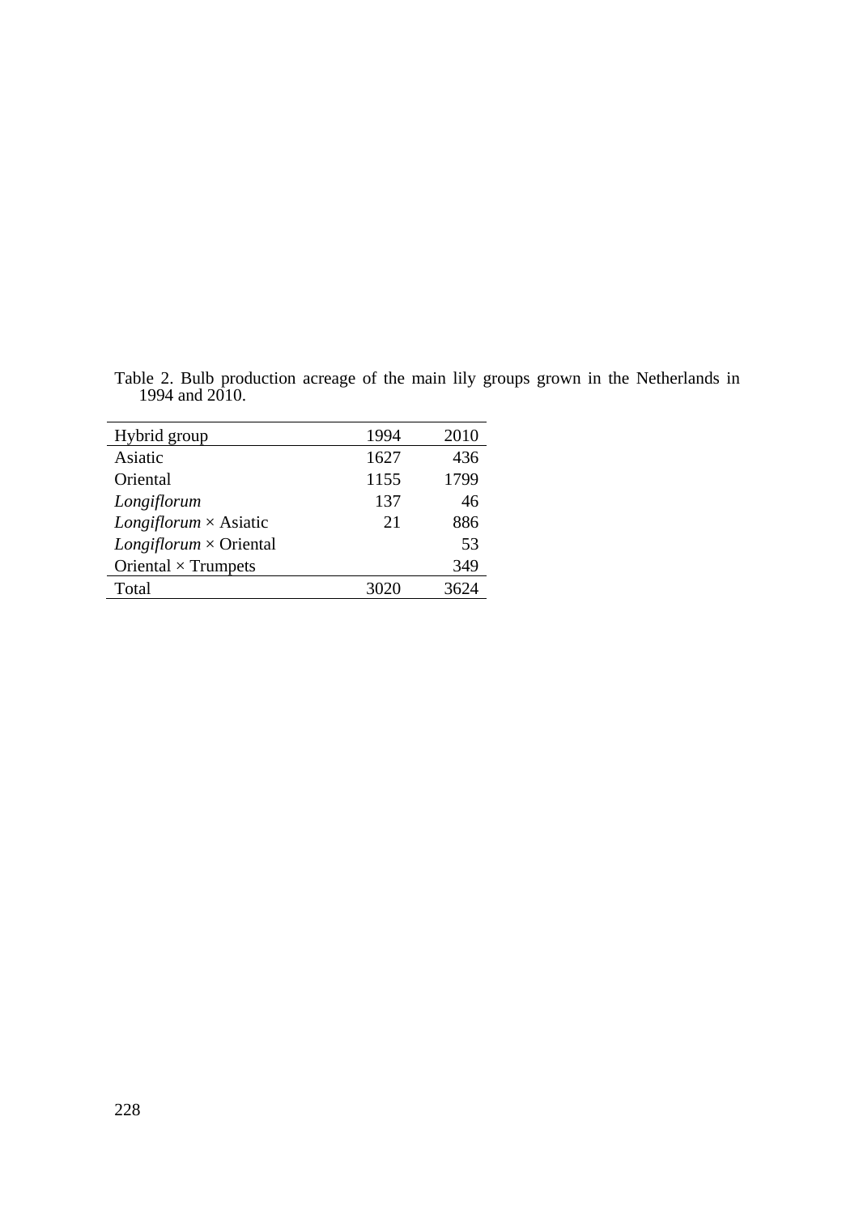Table 2. Bulb production acreage of the main lily groups grown in the Netherlands in 1994 and 2010.

| Hybrid group | 1994 | 2010 |
|---|---|---|
| Asiatic | 1627 | 436 |
| Oriental | 1155 | 1799 |
| *Longiflorum* | 137 | 46 |
| *Longiflorum* × Asiatic | 21 | 886 |
| *Longiflorum* × Oriental | | 53 |
| Oriental × Trumpets | | 349 |
| Total | 3020 | 3624 |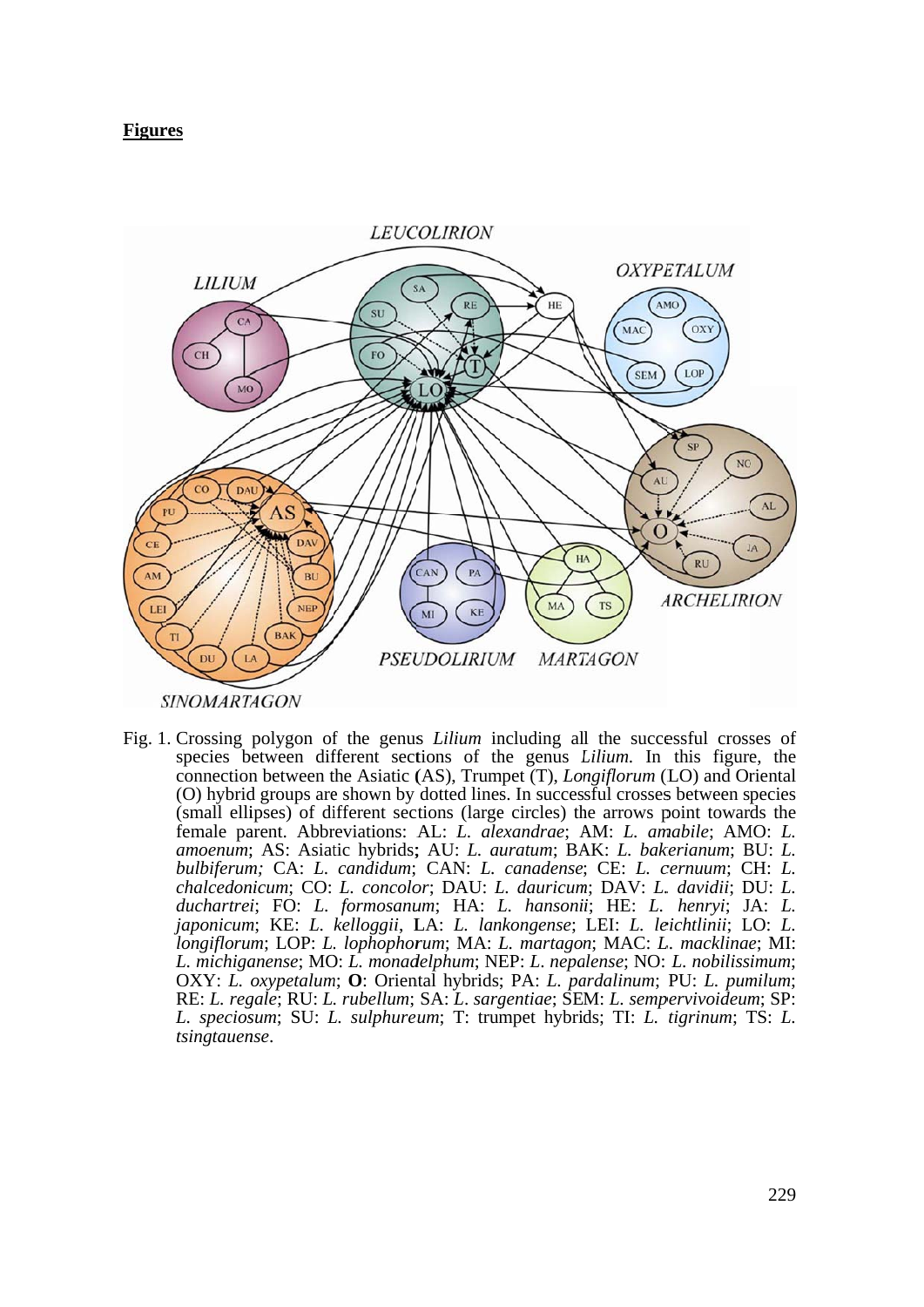**Figures**

LEUCOLIRION

LILIUM

OXYPETALUM

SA

RE

HE

AMO

SU

CA

MAC

OXY

CH

FO

T

SEM

LOP

MO

LO

SP

NO

AU

CO

DAU

AL

PU

AS

O

CE

DAV

JA

HA

RU

AM

BU

CAN

PA

LEI

NEP

MA

TS

ARCHELIRION

MI

KE

TI

BAK

DU

LA

PSEUDOLIRIUM

MARTAGON

SINOMARTAGON

Fig. 1. Crossing polygon of the genus *Lilium* including all the successful crosses of species between different sections of the genus *Lilium.* In this figure, the connection between the Asiatic (AS), Trumpet (T), *Longiflorum* (LO) and Oriental (O) hybrid groups are shown by dotted lines. In successful crosses between species (small ellipses) of different sections (large circles) the arrows point towards the female parent. Abbreviations: AL: *L. alexandrae*; AM: *L. amabile*; AMO: *L. amoenum*; AS: Asiatic hybrids**;** AU: *L. auratum*; BAK: *L. bakerianum*; BU: *L. bulbiferum;* CA: *L. candidum*; CAN: *L. canadense*; CE: *L. cernuum*; CH: *L. chalcedonicum*; CO: *L. concolor*; DAU: *L. dauricum*; DAV: *L. davidii*; DU: *L. duchartrei*; FO: *L. formosanum*; HA: *L. hansonii*; HE: *L. henryi*; JA: *L. japonicum*; KE: *L. kelloggii*, LA: *L. lankongense*; LEI: *L. leichtlinii*; LO: *L. longiflorum*; LOP: *L. lophophorum*; MA: *L. martagon*; MAC: *L. macklinae*; MI: *L. michiganense*; MO: *L. monadelphum*; NEP: *L. nepalense*; NO: *L. nobilissimum*; OXY: *L. oxypetalum*; **O**: Oriental hybrids; PA: *L. pardalinum*; PU: *L. pumilum*; RE: *L. regale*; RU: *L. rubellum*; SA: *L. sargentiae*; SEM: *L. sempervivoideum*; SP: *L. speciosum*; SU: *L. sulphureum*; T: trumpet hybrids; TI: *L. tigrinum*; TS: *L. tsingtauense*.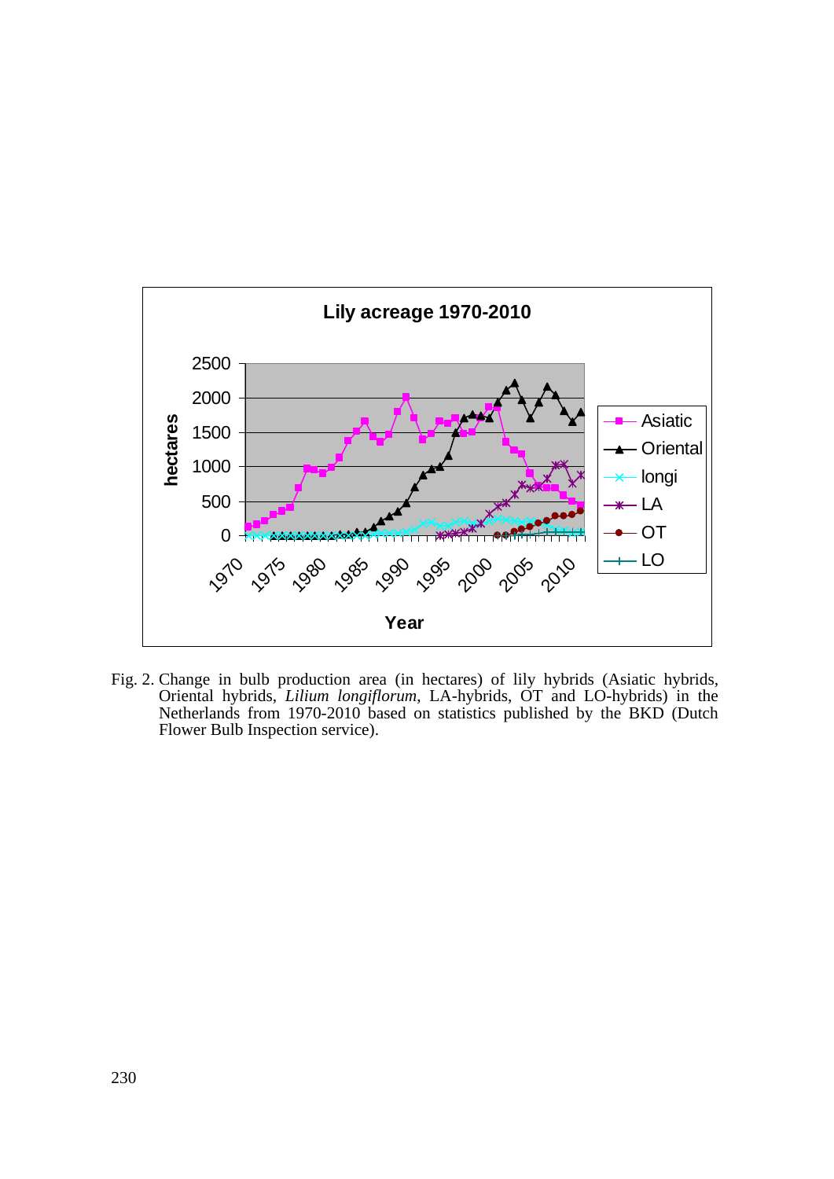Lily acreage 1970-2010

hectares

2500
2000
1500
1000
500
0

1970 1975 1980 1985 1990 1995 2000 2005 2010

Year

Asiatic
Oriental
longi
LA
OT
LO

Fig. 2. Change in bulb production area (in hectares) of lily hybrids (Asiatic hybrids, Oriental hybrids, *Lilium longiflorum*, LA-hybrids, OT and LO-hybrids) in the Netherlands from 1970-2010 based on statistics published by the BKD (Dutch Flower Bulb Inspection service).